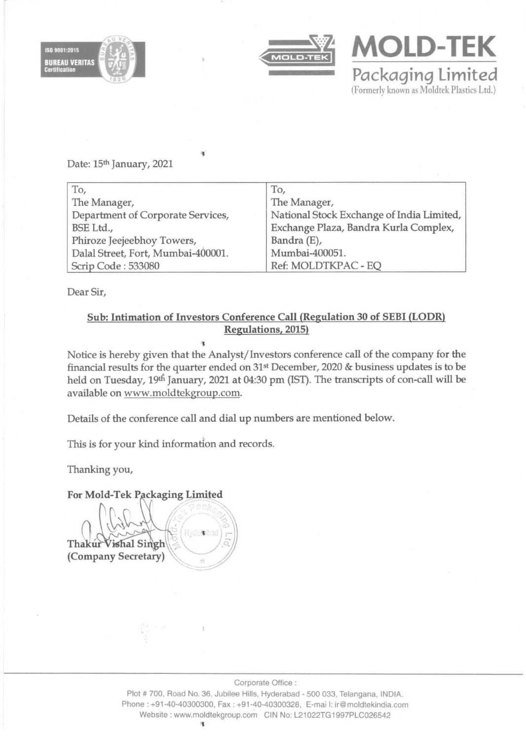**MOLD-TEK**

**Packaging Limited**

(Formerly known as Moldtek Plastics Ltd.)

Date: 15th January, 2021

| To, | To, |
| --- | --- |
| The Manager, | The Manager, |
| Department of Corporate Services, | National Stock Exchange of India Limited, |
| BSE Ltd., | Exchange Plaza, Bandra Kurla Complex, |
| Phiroze Jeejeebhoy Towers, | Bandra (E), |
| Dalal Street, Fort, Mumbai-400001. | Mumbai-400051. |
| Scrip Code : 533080 | Ref: MOLDTKPAC - EQ |

Dear Sir,

**Sub: Intimation of Investors Conference Call (Regulation 30 of SEBI (LODR) Regulations, 2015)**

Notice is hereby given that the Analyst/Investors conference call of the company for the financial results for the quarter ended on 31st December, 2020 & business updates is to be held on Tuesday, 19th January, 2021 at 04:30 pm (IST). The transcripts of con-call will be available on www.moldtekgroup.com.

Details of the conference call and dial up numbers are mentioned below.

This is for your kind information and records.

Thanking you,

**For Mold-Tek Packaging Limited**

**Thakur Vishal Singh**
**(Company Secretary)**

Corporate Office :
Plot # 700, Road No. 36, Jubilee Hills, Hyderabad - 500 033, Telangana, INDIA.
Phone : +91-40-40300300, Fax : +91-40-40300328, E-mail: ir@moldtekindia.com
Website : www.moldtekgroup.com CIN No: L21022TG1997PLC026542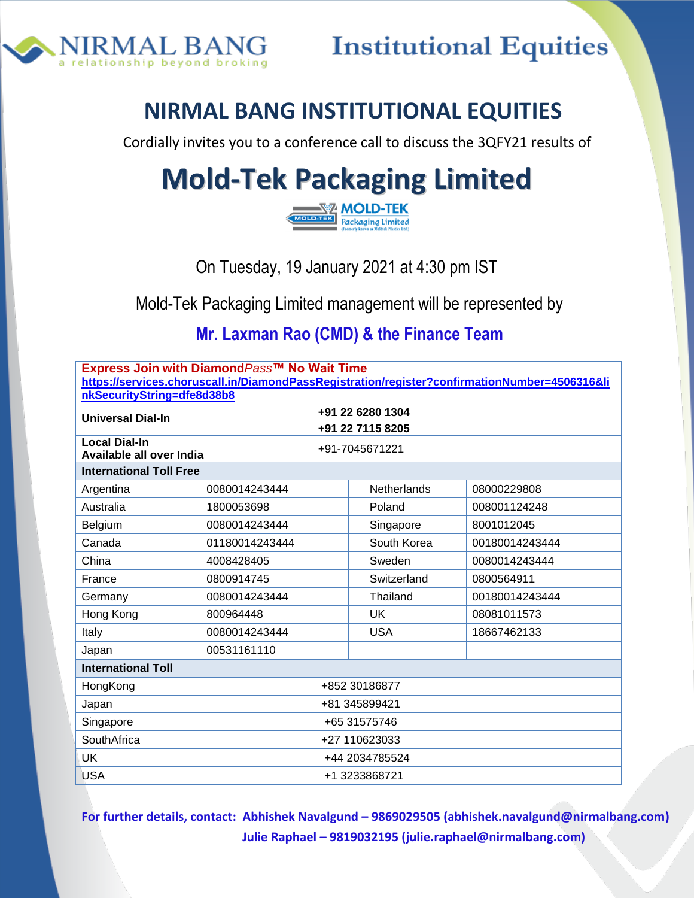NIRMAL BANG
a relationship beyond broking

Institutional Equities

# NIRMAL BANG INSTITUTIONAL EQUITIES

Cordially invites you to a conference call to discuss the 3QFY21 results of

# Mold-Tek Packaging Limited

On Tuesday, 19 January 2021 at 4:30 pm IST

Mold-Tek Packaging Limited management will be represented by

## Mr. Laxman Rao (CMD) & the Finance Team

**Express Join with Diamond*Pass*™ No Wait Time**
https://services.choruscall.in/DiamondPassRegistration/register?confirmationNumber=4506316&linkSecurityString=dfe8d38b8

| | | | |
|---|---|---|---|
| **Universal Dial-In** | **+91 22 6280 1304**<br>**+91 22 7115 8205** | | |
| **Local Dial-In**<br>**Available all over India** | +91-7045671221 | | |
| **International Toll Free** | | | |
| Argentina | 0080014243444 | Netherlands | 08000229808 |
| Australia | 1800053698 | Poland | 008001124248 |
| Belgium | 0080014243444 | Singapore | 8001012045 |
| Canada | 01180014243444 | South Korea | 00180014243444 |
| China | 4008428405 | Sweden | 0080014243444 |
| France | 0800914745 | Switzerland | 0800564911 |
| Germany | 0080014243444 | Thailand | 00180014243444 |
| Hong Kong | 800964448 | UK | 08081011573 |
| Italy | 0080014243444 | USA | 18667462133 |
| Japan | 00531161110 | | |
| **International Toll** | | | |
| HongKong | +852 30186877 | | |
| Japan | +81 345899421 | | |
| Singapore | +65 31575746 | | |
| SouthAfrica | +27 110623033 | | |
| UK | +44 2034785524 | | |
| USA | +1 3233868721 | | |

**For further details, contact: Abhishek Navalgund – 9869029505 (abhishek.navalgund@nirmalbang.com)**
**Julie Raphael – 9819032195 (julie.raphael@nirmalbang.com)**